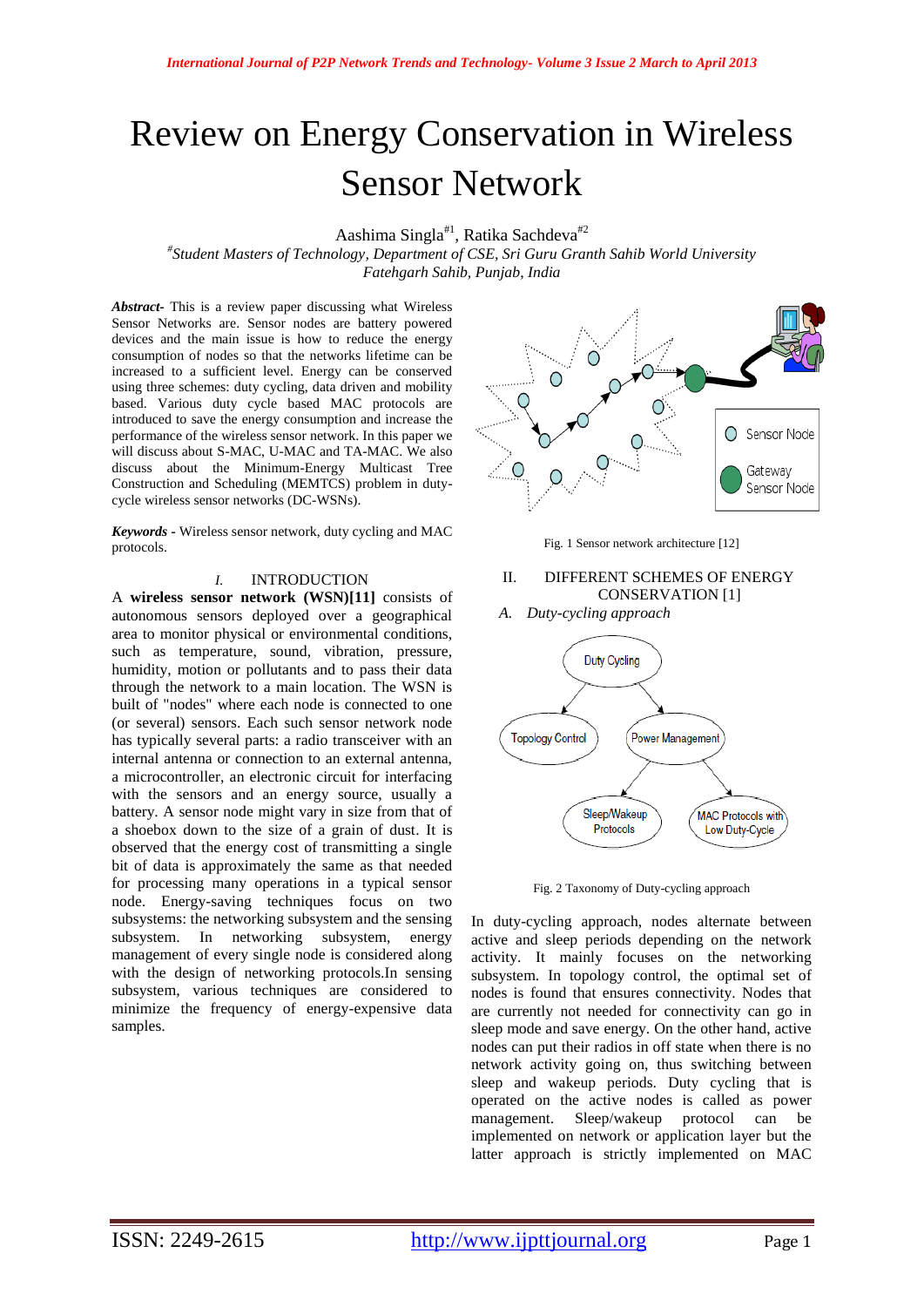# Review on Energy Conservation in Wireless Sensor Network

Aashima Singla[#1], Ratika Sachdeva[#2]

[#]*Student Masters of Technology, Department of CSE, Sri Guru Granth Sahib World University Fatehgarh Sahib, Punjab, India*

***Abstract-*** This is a review paper discussing what Wireless Sensor Networks are. Sensor nodes are battery powered devices and the main issue is how to reduce the energy consumption of nodes so that the networks lifetime can be increased to a sufficient level. Energy can be conserved using three schemes: duty cycling, data driven and mobility based. Various duty cycle based MAC protocols are introduced to save the energy consumption and increase the performance of the wireless sensor network. In this paper we will discuss about S-MAC, U-MAC and TA-MAC. We also discuss about the Minimum-Energy Multicast Tree Construction and Scheduling (MEMTCS) problem in duty-cycle wireless sensor networks (DC-WSNs).

***Keywords -*** Wireless sensor network, duty cycling and MAC protocols.

## I. INTRODUCTION

A **wireless sensor network (WSN)[11]** consists of autonomous sensors deployed over a geographical area to monitor physical or environmental conditions, such as temperature, sound, vibration, pressure, humidity, motion or pollutants and to pass their data through the network to a main location. The WSN is built of "nodes" where each node is connected to one (or several) sensors. Each such sensor network node has typically several parts: a radio transceiver with an internal antenna or connection to an external antenna, a microcontroller, an electronic circuit for interfacing with the sensors and an energy source, usually a battery. A sensor node might vary in size from that of a shoebox down to the size of a grain of dust. It is observed that the energy cost of transmitting a single bit of data is approximately the same as that needed for processing many operations in a typical sensor node. Energy-saving techniques focus on two subsystems: the networking subsystem and the sensing subsystem. In networking subsystem, energy management of every single node is considered along with the design of networking protocols.In sensing subsystem, various techniques are considered to minimize the frequency of energy-expensive data samples.

Sensor Node

Gateway Sensor Node

Fig. 1 Sensor network architecture [12]

## II. DIFFERENT SCHEMES OF ENERGY CONSERVATION [1]

### *A. Duty-cycling approach*

Duty Cycling

Topology Control

Power Management

Sleep/Wakeup Protocols

MAC Protocols with Low Duty-Cycle

Fig. 2 Taxonomy of Duty-cycling approach

In duty-cycling approach, nodes alternate between active and sleep periods depending on the network activity. It mainly focuses on the networking subsystem. In topology control, the optimal set of nodes is found that ensures connectivity. Nodes that are currently not needed for connectivity can go in sleep mode and save energy. On the other hand, active nodes can put their radios in off state when there is no network activity going on, thus switching between sleep and wakeup periods. Duty cycling that is operated on the active nodes is called as power management. Sleep/wakeup protocol can be implemented on network or application layer but the latter approach is strictly implemented on MAC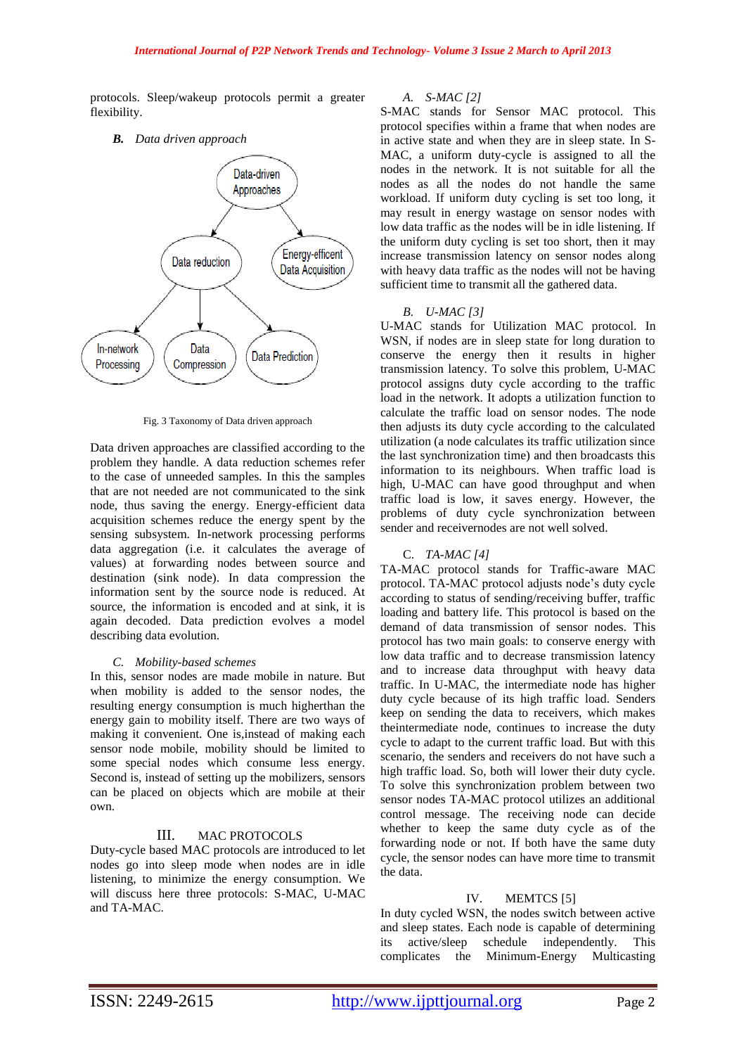protocols. Sleep/wakeup protocols permit a greater flexibility.

### *B. Data driven approach*

Fig. 3 Taxonomy of Data driven approach

Data driven approaches are classified according to the problem they handle. A data reduction schemes refer to the case of unneeded samples. In this the samples that are not needed are not communicated to the sink node, thus saving the energy. Energy-efficient data acquisition schemes reduce the energy spent by the sensing subsystem. In-network processing performs data aggregation (i.e. it calculates the average of values) at forwarding nodes between source and destination (sink node). In data compression the information sent by the source node is reduced. At source, the information is encoded and at sink, it is again decoded. Data prediction evolves a model describing data evolution.

### *C. Mobility-based schemes*

In this, sensor nodes are made mobile in nature. But when mobility is added to the sensor nodes, the resulting energy consumption is much higherthan the energy gain to mobility itself. There are two ways of making it convenient. One is,instead of making each sensor node mobile, mobility should be limited to some special nodes which consume less energy. Second is, instead of setting up the mobilizers, sensors can be placed on objects which are mobile at their own.

## III. MAC PROTOCOLS

Duty-cycle based MAC protocols are introduced to let nodes go into sleep mode when nodes are in idle listening, to minimize the energy consumption. We will discuss here three protocols: S-MAC, U-MAC and TA-MAC.

### *A. S-MAC [2]*

S-MAC stands for Sensor MAC protocol. This protocol specifies within a frame that when nodes are in active state and when they are in sleep state. In S-MAC, a uniform duty-cycle is assigned to all the nodes in the network. It is not suitable for all the nodes as all the nodes do not handle the same workload. If uniform duty cycling is set too long, it may result in energy wastage on sensor nodes with low data traffic as the nodes will be in idle listening. If the uniform duty cycling is set too short, then it may increase transmission latency on sensor nodes along with heavy data traffic as the nodes will not be having sufficient time to transmit all the gathered data.

### *B. U-MAC [3]*

U-MAC stands for Utilization MAC protocol. In WSN, if nodes are in sleep state for long duration to conserve the energy then it results in higher transmission latency. To solve this problem, U-MAC protocol assigns duty cycle according to the traffic load in the network. It adopts a utilization function to calculate the traffic load on sensor nodes. The node then adjusts its duty cycle according to the calculated utilization (a node calculates its traffic utilization since the last synchronization time) and then broadcasts this information to its neighbours. When traffic load is high, U-MAC can have good throughput and when traffic load is low, it saves energy. However, the problems of duty cycle synchronization between sender and receivernodes are not well solved.

### C. *TA-MAC [4]*

TA-MAC protocol stands for Traffic-aware MAC protocol. TA-MAC protocol adjusts node's duty cycle according to status of sending/receiving buffer, traffic loading and battery life. This protocol is based on the demand of data transmission of sensor nodes. This protocol has two main goals: to conserve energy with low data traffic and to decrease transmission latency and to increase data throughput with heavy data traffic. In U-MAC, the intermediate node has higher duty cycle because of its high traffic load. Senders keep on sending the data to receivers, which makes theintermediate node, continues to increase the duty cycle to adapt to the current traffic load. But with this scenario, the senders and receivers do not have such a high traffic load. So, both will lower their duty cycle. To solve this synchronization problem between two sensor nodes TA-MAC protocol utilizes an additional control message. The receiving node can decide whether to keep the same duty cycle as of the forwarding node or not. If both have the same duty cycle, the sensor nodes can have more time to transmit the data.

## IV. MEMTCS [5]

In duty cycled WSN, the nodes switch between active and sleep states. Each node is capable of determining its active/sleep schedule independently. This complicates the Minimum-Energy Multicasting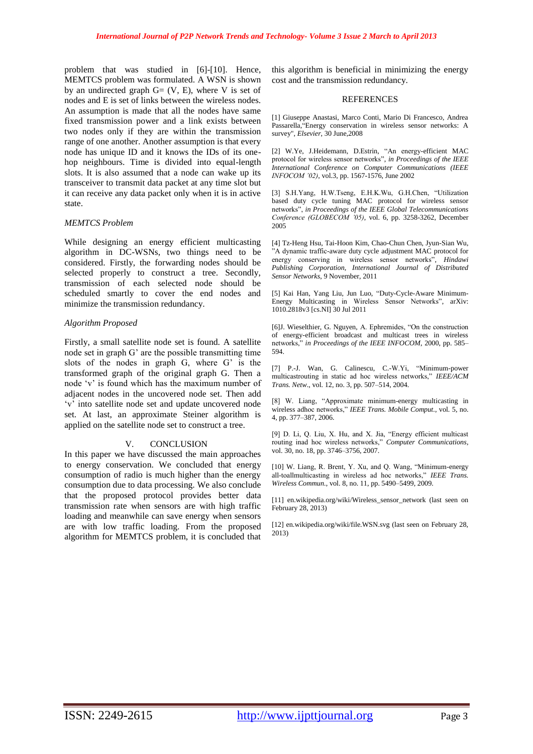problem that was studied in [6]-[10]. Hence, MEMTCS problem was formulated. A WSN is shown by an undirected graph G= (V, E), where V is set of nodes and E is set of links between the wireless nodes. An assumption is made that all the nodes have same fixed transmission power and a link exists between two nodes only if they are within the transmission range of one another. Another assumption is that every node has unique ID and it knows the IDs of its one-hop neighbours. Time is divided into equal-length slots. It is also assumed that a node can wake up its transceiver to transmit data packet at any time slot but it can receive any data packet only when it is in active state.

*MEMTCS Problem*

While designing an energy efficient multicasting algorithm in DC-WSNs, two things need to be considered. Firstly, the forwarding nodes should be selected properly to construct a tree. Secondly, transmission of each selected node should be scheduled smartly to cover the end nodes and minimize the transmission redundancy.

*Algorithm Proposed*

Firstly, a small satellite node set is found. A satellite node set in graph G' are the possible transmitting time slots of the nodes in graph G, where G' is the transformed graph of the original graph G. Then a node 'v' is found which has the maximum number of adjacent nodes in the uncovered node set. Then add 'v' into satellite node set and update uncovered node set. At last, an approximate Steiner algorithm is applied on the satellite node set to construct a tree.

## V. CONCLUSION

In this paper we have discussed the main approaches to energy conservation. We concluded that energy consumption of radio is much higher than the energy consumption due to data processing. We also conclude that the proposed protocol provides better data transmission rate when sensors are with high traffic loading and meanwhile can save energy when sensors are with low traffic loading. From the proposed algorithm for MEMTCS problem, it is concluded that this algorithm is beneficial in minimizing the energy cost and the transmission redundancy.

## REFERENCES

[1] Giuseppe Anastasi, Marco Conti, Mario Di Francesco, Andrea Passarella,"Energy conservation in wireless sensor networks: A survey", *Elsevier*, 30 June,2008

[2] W.Ye, J.Heidemann, D.Estrin, "An energy-efficient MAC protocol for wireless sensor networks", *in Proceedings of the IEEE International Conference on Computer Communications (IEEE INFOCOM '02)*, vol.3, pp. 1567-1576, June 2002

[3] S.H.Yang, H.W.Tseng, E.H.K.Wu, G.H.Chen, "Utilization based duty cycle tuning MAC protocol for wireless sensor networks", *in Proceedings of the IEEE Global Telecommunications Conference (GLOBECOM '05)*, vol. 6, pp. 3258-3262, December 2005

[4] Tz-Heng Hsu, Tai-Hoon Kim, Chao-Chun Chen, Jyun-Sian Wu, "A dynamic traffic-aware duty cycle adjustment MAC protocol for energy conserving in wireless sensor networks", *Hindawi Publishing Corporation, International Journal of Distributed Sensor Networks*, 9 November, 2011

[5] Kai Han, Yang Liu, Jun Luo, "Duty-Cycle-Aware Minimum-Energy Multicasting in Wireless Sensor Networks", arXiv: 1010.2818v3 [cs.NI] 30 Jul 2011

[6]J. Wieselthier, G. Nguyen, A. Ephremides, "On the construction of energy-efficient broadcast and multicast trees in wireless networks," *in Proceedings of the IEEE INFOCOM*, 2000, pp. 585–594.

[7] P.-J. Wan, G. Calinescu, C.-W.Yi, "Minimum-power multicastrouting in static ad hoc wireless networks," *IEEE/ACM Trans. Netw*., vol. 12, no. 3, pp. 507–514, 2004.

[8] W. Liang, "Approximate minimum-energy multicasting in wireless adhoc networks," *IEEE Trans. Mobile Comput.*, vol. 5, no. 4, pp. 377–387, 2006.

[9] D. Li, Q. Liu, X. Hu, and X. Jia, "Energy efficient multicast routing inad hoc wireless networks," *Computer Communications*, vol. 30, no. 18, pp. 3746–3756, 2007.

[10] W. Liang, R. Brent, Y. Xu, and Q. Wang, "Minimum-energy all-toallmulticasting in wireless ad hoc networks," *IEEE Trans. Wireless Commun.*, vol. 8, no. 11, pp. 5490–5499, 2009.

[11] en.wikipedia.org/wiki/Wireless_sensor_network (last seen on February 28, 2013)

[12] en.wikipedia.org/wiki/file.WSN.svg (last seen on February 28, 2013)